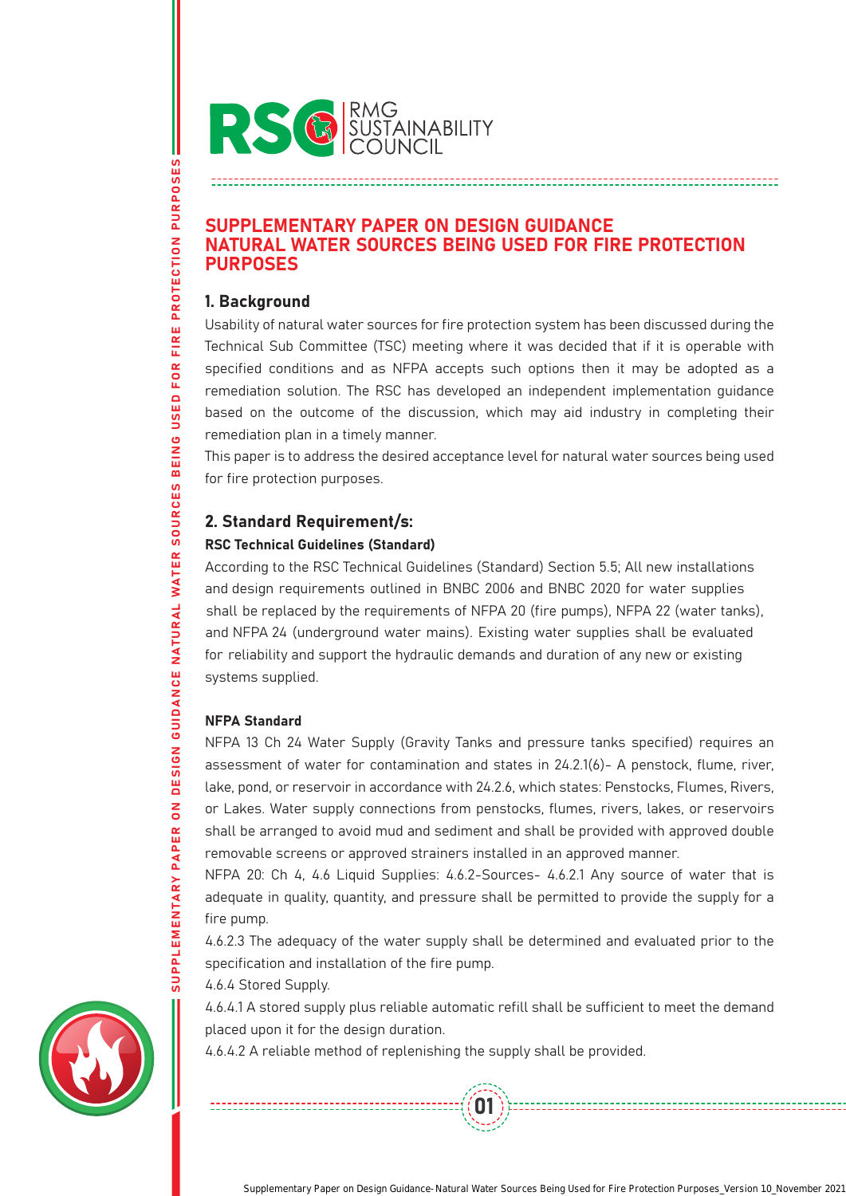RSC | RMG SUSTAINABILITY COUNCIL

# SUPPLEMENTARY PAPER ON DESIGN GUIDANCE NATURAL WATER SOURCES BEING USED FOR FIRE PROTECTION PURPOSES

## 1. Background

Usability of natural water sources for fire protection system has been discussed during the Technical Sub Committee (TSC) meeting where it was decided that if it is operable with specified conditions and as NFPA accepts such options then it may be adopted as a remediation solution. The RSC has developed an independent implementation guidance based on the outcome of the discussion, which may aid industry in completing their remediation plan in a timely manner.

This paper is to address the desired acceptance level for natural water sources being used for fire protection purposes.

## 2. Standard Requirement/s:

### RSC Technical Guidelines (Standard)

According to the RSC Technical Guidelines (Standard) Section 5.5; All new installations and design requirements outlined in BNBC 2006 and BNBC 2020 for water supplies shall be replaced by the requirements of NFPA 20 (fire pumps), NFPA 22 (water tanks), and NFPA 24 (underground water mains). Existing water supplies shall be evaluated for reliability and support the hydraulic demands and duration of any new or existing systems supplied.

### NFPA Standard

NFPA 13 Ch 24 Water Supply (Gravity Tanks and pressure tanks specified) requires an assessment of water for contamination and states in 24.2.1(6)- A penstock, flume, river, lake, pond, or reservoir in accordance with 24.2.6, which states: Penstocks, Flumes, Rivers, or Lakes. Water supply connections from penstocks, flumes, rivers, lakes, or reservoirs shall be arranged to avoid mud and sediment and shall be provided with approved double removable screens or approved strainers installed in an approved manner.

NFPA 20: Ch 4, 4.6 Liquid Supplies: 4.6.2-Sources- 4.6.2.1 Any source of water that is adequate in quality, quantity, and pressure shall be permitted to provide the supply for a fire pump.

4.6.2.3 The adequacy of the water supply shall be determined and evaluated prior to the specification and installation of the fire pump.

4.6.4 Stored Supply.

4.6.4.1 A stored supply plus reliable automatic refill shall be sufficient to meet the demand placed upon it for the design duration.

4.6.4.2 A reliable method of replenishing the supply shall be provided.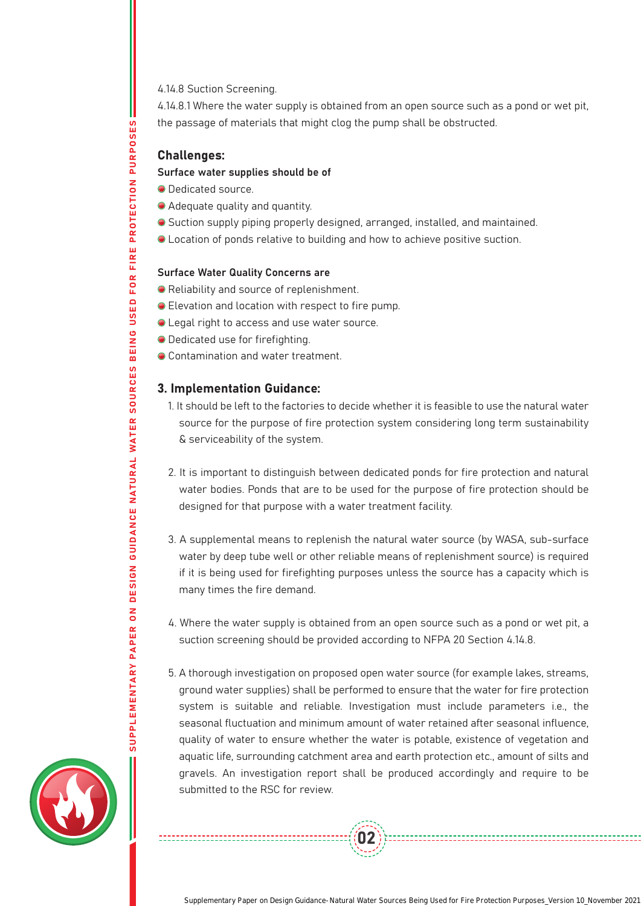4.14.8 Suction Screening.

4.14.8.1 Where the water supply is obtained from an open source such as a pond or wet pit, the passage of materials that might clog the pump shall be obstructed.

## Challenges:

**Surface water supplies should be of**

- Dedicated source.
- Adequate quality and quantity.
- Suction supply piping properly designed, arranged, installed, and maintained.
- Location of ponds relative to building and how to achieve positive suction.

**Surface Water Quality Concerns are**

- Reliability and source of replenishment.
- Elevation and location with respect to fire pump.
- Legal right to access and use water source.
- Dedicated use for firefighting.
- Contamination and water treatment.

## 3. Implementation Guidance:

1. It should be left to the factories to decide whether it is feasible to use the natural water source for the purpose of fire protection system considering long term sustainability & serviceability of the system.

2. It is important to distinguish between dedicated ponds for fire protection and natural water bodies. Ponds that are to be used for the purpose of fire protection should be designed for that purpose with a water treatment facility.

3. A supplemental means to replenish the natural water source (by WASA, sub-surface water by deep tube well or other reliable means of replenishment source) is required if it is being used for firefighting purposes unless the source has a capacity which is many times the fire demand.

4. Where the water supply is obtained from an open source such as a pond or wet pit, a suction screening should be provided according to NFPA 20 Section 4.14.8.

5. A thorough investigation on proposed open water source (for example lakes, streams, ground water supplies) shall be performed to ensure that the water for fire protection system is suitable and reliable. Investigation must include parameters i.e., the seasonal fluctuation and minimum amount of water retained after seasonal influence, quality of water to ensure whether the water is potable, existence of vegetation and aquatic life, surrounding catchment area and earth protection etc., amount of silts and gravels. An investigation report shall be produced accordingly and require to be submitted to the RSC for review.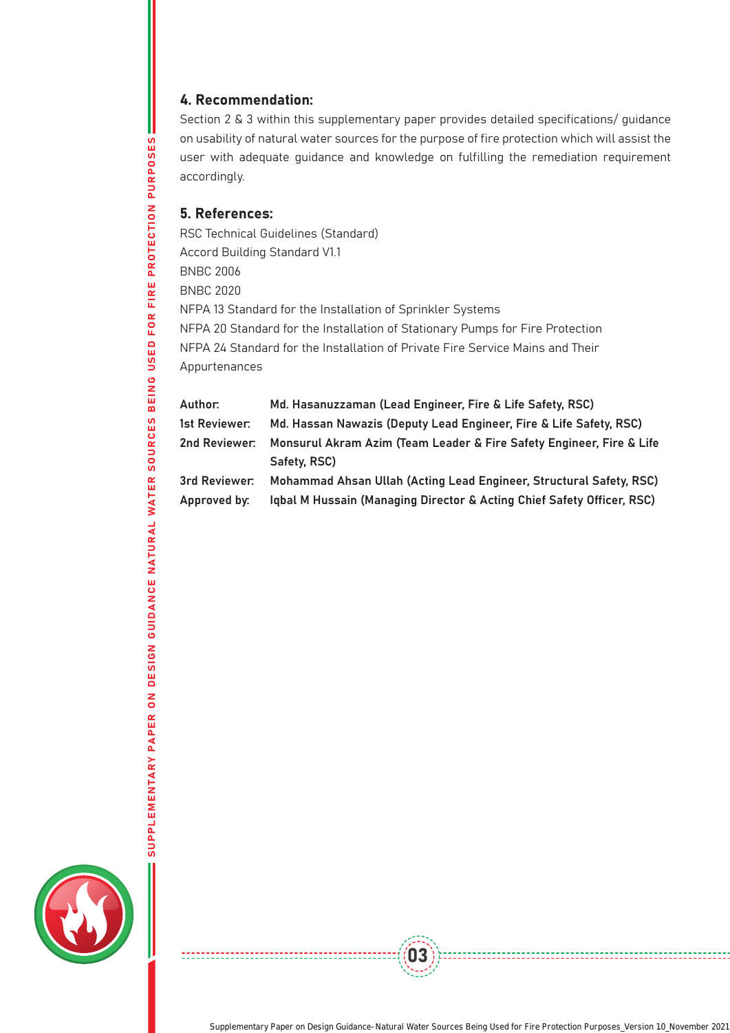## 4. Recommendation:

Section 2 & 3 within this supplementary paper provides detailed specifications/ guidance on usability of natural water sources for the purpose of fire protection which will assist the user with adequate guidance and knowledge on fulfilling the remediation requirement accordingly.

## 5. References:

RSC Technical Guidelines (Standard)
Accord Building Standard V1.1
BNBC 2006
BNBC 2020
NFPA 13 Standard for the Installation of Sprinkler Systems
NFPA 20 Standard for the Installation of Stationary Pumps for Fire Protection
NFPA 24 Standard for the Installation of Private Fire Service Mains and Their Appurtenances

| | |
|---|---|
| **Author:** | **Md. Hasanuzzaman (Lead Engineer, Fire & Life Safety, RSC)** |
| **1st Reviewer:** | **Md. Hassan Nawazis (Deputy Lead Engineer, Fire & Life Safety, RSC)** |
| **2nd Reviewer:** | **Monsurul Akram Azim (Team Leader & Fire Safety Engineer, Fire & Life Safety, RSC)** |
| **3rd Reviewer:** | **Mohammad Ahsan Ullah (Acting Lead Engineer, Structural Safety, RSC)** |
| **Approved by:** | **Iqbal M Hussain (Managing Director & Acting Chief Safety Officer, RSC)** |